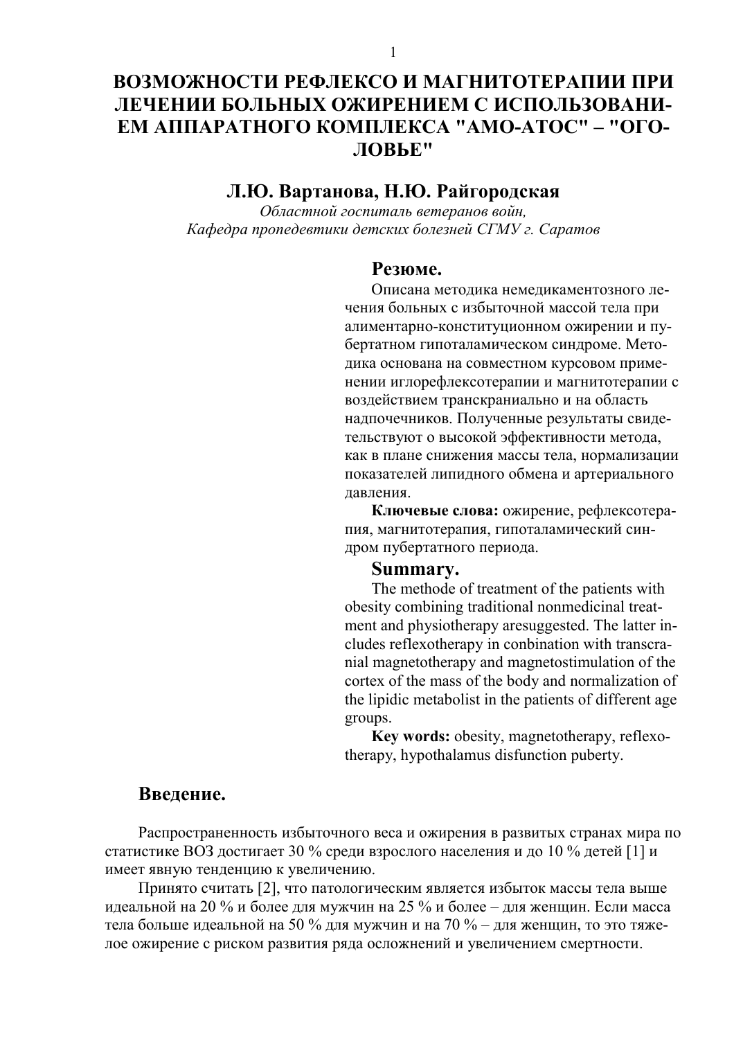# ВОЗМОЖНОСТИ РЕФЛЕКСО И МАГНИТОТЕРАПИИ ПРИ ЛЕЧЕНИИ БОЛЬНЫХ ОЖИРЕНИЕМ С ИСПОЛЬЗОВАНИЕМ АППАРАТНОГО КОМПЛЕКСА "АМО-АТОС" – "ОГОЛОВЬЕ"

## Л.Ю. Вартанова, Н.Ю. Райгородская

*Областной госпиталь ветеранов войн,*
*Кафедра пропедевтики детских болезней СГМУ г. Саратов*

### Резюме.

Описана методика немедикаментозного лечения больных с избыточной массой тела при алиментарно-конституционном ожирении и пубертатном гипоталамическом синдроме. Методика основана на совместном курсовом применении иглорефлексотерапии и магнитотерапии с воздействием транскраниально и на область надпочечников. Полученные результаты свидетельствуют о высокой эффективности метода, как в плане снижения массы тела, нормализации показателей липидного обмена и артериального давления.

**Ключевые слова:** ожирение, рефлексотерапия, магнитотерапия, гипоталамический синдром пубертатного периода.

### Summary.

The methode of treatment of the patients with obesity combining traditional nonmedicinal treatment and physiotherapy aresuggested. The latter includes reflexotherapy in conbination with transcranial magnetotherapy and magnetostimulation of the cortex of the mass of the body and normalization of the lipidic metabolist in the patients of different age groups.

**Key words:** obesity, magnetotherapy, reflexotherapy, hypothalamus disfunction puberty.

## Введение.

Распространенность избыточного веса и ожирения в развитых странах мира по статистике ВОЗ достигает 30 % среди взрослого населения и до 10 % детей [1] и имеет явную тенденцию к увеличению.

Принято считать [2], что патологическим является избыток массы тела выше идеальной на 20 % и более для мужчин на 25 % и более – для женщин. Если масса тела больше идеальной на 50 % для мужчин и на 70 % – для женщин, то это тяжелое ожирение с риском развития ряда осложнений и увеличением смертности.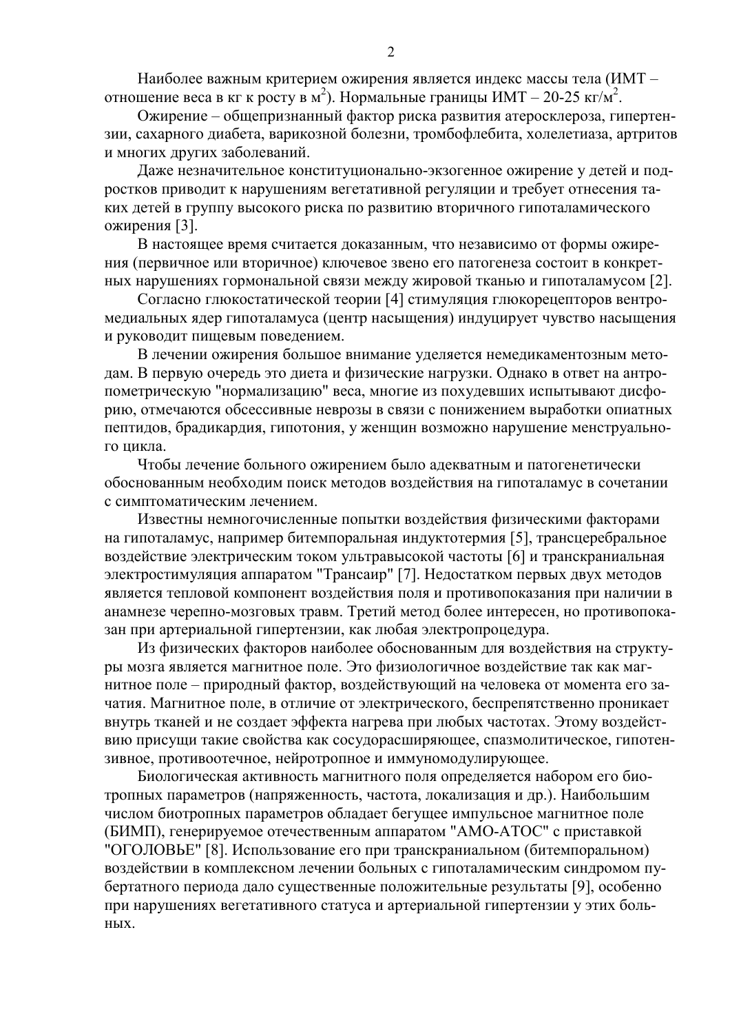Наиболее важным критерием ожирения является индекс массы тела (ИМТ – отношение веса в кг к росту в м$^2$). Нормальные границы ИМТ – 20-25 кг/м$^2$.

Ожирение – общепризнанный фактор риска развития атеросклероза, гипертензии, сахарного диабета, варикозной болезни, тромбофлебита, холелетиаза, артритов и многих других заболеваний.

Даже незначительное конституционально-экзогенное ожирение у детей и подростков приводит к нарушениям вегетативной регуляции и требует отнесения таких детей в группу высокого риска по развитию вторичного гипоталамического ожирения [3].

В настоящее время считается доказанным, что независимо от формы ожирения (первичное или вторичное) ключевое звено его патогенеза состоит в конкретных нарушениях гормональной связи между жировой тканью и гипоталамусом [2].

Согласно глюкостатической теории [4] стимуляция глюкорецепторов вентромедиальных ядер гипоталамуса (центр насыщения) индуцирует чувство насыщения и руководит пищевым поведением.

В лечении ожирения большое внимание уделяется немедикаментозным методам. В первую очередь это диета и физические нагрузки. Однако в ответ на антропометрическую "нормализацию" веса, многие из похудевших испытывают дисфорию, отмечаются обсессивные неврозы в связи с понижением выработки опиатных пептидов, брадикардия, гипотония, у женщин возможно нарушение менструального цикла.

Чтобы лечение больного ожирением было адекватным и патогенетически обоснованным необходим поиск методов воздействия на гипоталамус в сочетании с симптоматическим лечением.

Известны немногочисленные попытки воздействия физическими факторами на гипоталамус, например битемпоральная индуктотермия [5], трансцеребральное воздействие электрическим током ультравысокой частоты [6] и транскраниальная электростимуляция аппаратом "Трансаир" [7]. Недостатком первых двух методов является тепловой компонент воздействия поля и противопоказания при наличии в анамнезе черепно-мозговых травм. Третий метод более интересен, но противопоказан при артериальной гипертензии, как любая электропроцедура.

Из физических факторов наиболее обоснованным для воздействия на структуры мозга является магнитное поле. Это физиологичное воздействие так как магнитное поле – природный фактор, воздействующий на человека от момента его зачатия. Магнитное поле, в отличие от электрического, беспрепятственно проникает внутрь тканей и не создает эффекта нагрева при любых частотах. Этому воздействию присущи такие свойства как сосудорасширяющее, спазмолитическое, гипотензивное, противоотечное, нейротропное и иммуномодулирующее.

Биологическая активность магнитного поля определяется набором его биотропных параметров (напряженность, частота, локализация и др.). Наибольшим числом биотропных параметров обладает бегущее импульсное магнитное поле (БИМП), генерируемое отечественным аппаратом "АМО-АТОС" с приставкой "ОГОЛОВЬЕ" [8]. Использование его при транскраниальном (битемпоральном) воздействии в комплексном лечении больных с гипоталамическим синдромом пубертатного периода дало существенные положительные результаты [9], особенно при нарушениях вегетативного статуса и артериальной гипертензии у этих больных.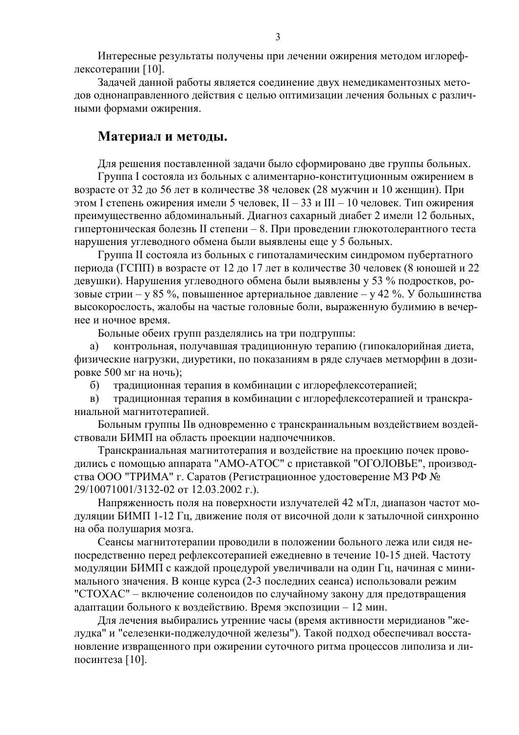Интересные результаты получены при лечении ожирения методом иглорефлексотерапии [10].

Задачей данной работы является соединение двух немедикаментозных методов однонаправленного действия с целью оптимизации лечения больных с различными формами ожирения.

## Материал и методы.

Для решения поставленной задачи было сформировано две группы больных.

Группа I состояла из больных с алиментарно-конституционным ожирением в возрасте от 32 до 56 лет в количестве 38 человек (28 мужчин и 10 женщин). При этом I степень ожирения имели 5 человек, II – 33 и III – 10 человек. Тип ожирения преимущественно абдоминальный. Диагноз сахарный диабет 2 имели 12 больных, гипертоническая болезнь II степени – 8. При проведении глюкотолерантного теста нарушения углеводного обмена были выявлены еще у 5 больных.

Группа II состояла из больных с гипоталамическим синдромом пубертатного периода (ГСПП) в возрасте от 12 до 17 лет в количестве 30 человек (8 юношей и 22 девушки). Нарушения углеводного обмена были выявлены у 53 % подростков, розовые стрии – у 85 %, повышенное артериальное давление – у 42 %. У большинства высокорослость, жалобы на частые головные боли, выраженную булимию в вечернее и ночное время.

Больные обеих групп разделялись на три подгруппы:

а) контрольная, получавшая традиционную терапию (гипокалорийная диета, физические нагрузки, диуретики, по показаниям в ряде случаев метморфин в дозировке 500 мг на ночь);

б) традиционная терапия в комбинации с иглорефлексотерапией;

в) традиционная терапия в комбинации с иглорефлексотерапией и транскраниальной магнитотерапией.

Больным группы IIв одновременно с транскраниальным воздействием воздействовали БИМП на область проекции надпочечников.

Транскраниальная магнитотерапия и воздействие на проекцию почек проводились с помощью аппарата "АМО-АТОС" с приставкой "ОГОЛОВЬЕ", производства ООО "ТРИМА" г. Саратов (Регистрационное удостоверение МЗ РФ № 29/10071001/3132-02 от 12.03.2002 г.).

Напряженность поля на поверхности излучателей 42 мТл, диапазон частот модуляции БИМП 1-12 Гц, движение поля от височной доли к затылочной синхронно на оба полушария мозга.

Сеансы магнитотерапии проводили в положении больного лежа или сидя непосредственно перед рефлексотерапией ежедневно в течение 10-15 дней. Частоту модуляции БИМП с каждой процедурой увеличивали на один Гц, начиная с минимального значения. В конце курса (2-3 последних сеанса) использовали режим "СТОХАС" – включение соленоидов по случайному закону для предотвращения адаптации больного к воздействию. Время экспозиции – 12 мин.

Для лечения выбирались утренние часы (время активности меридианов "желудка" и "селезенки-поджелудочной железы"). Такой подход обеспечивал восстановление извращенного при ожирении суточного ритма процессов липолиза и липосинтеза [10].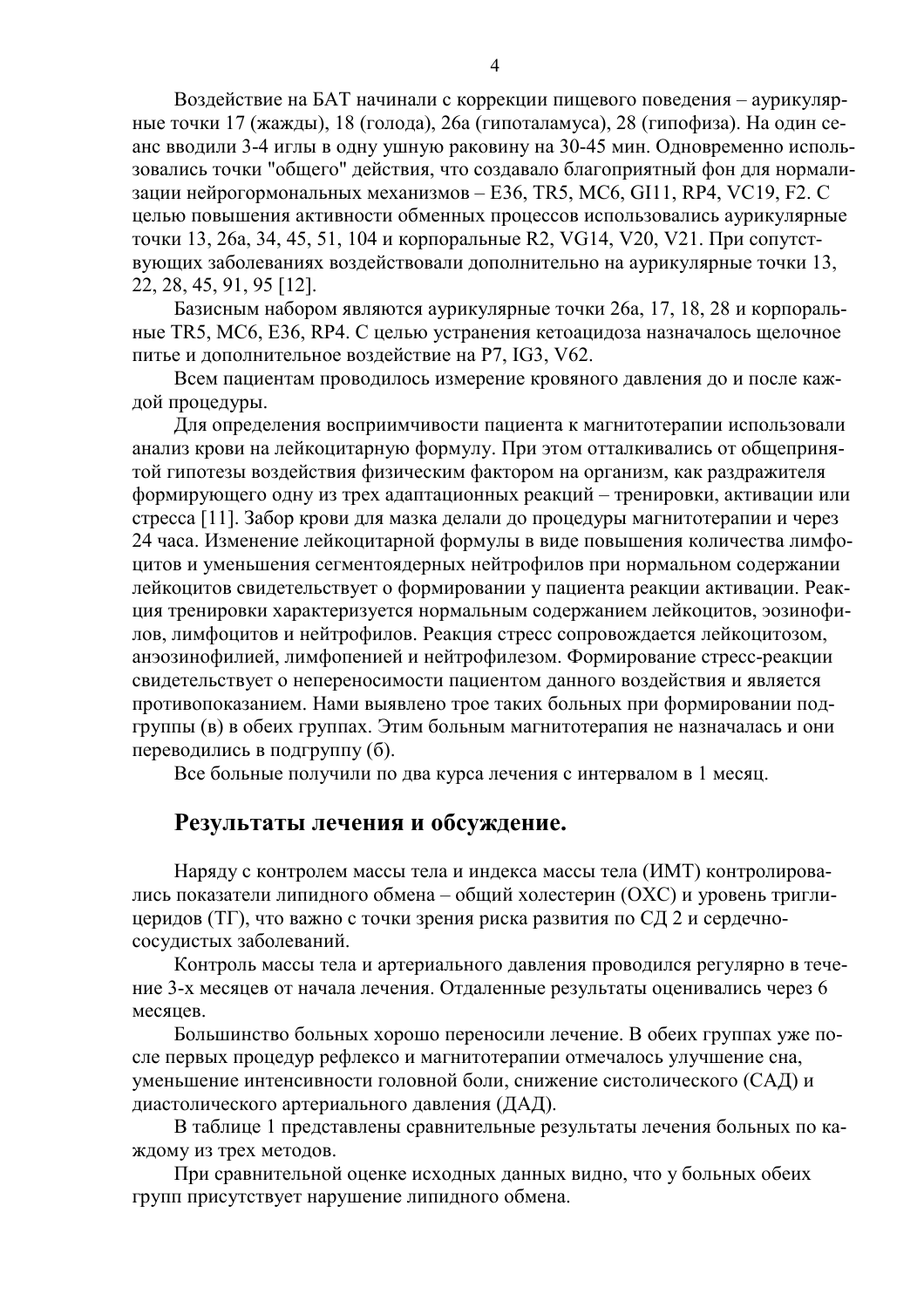Воздействие на БАТ начинали с коррекции пищевого поведения – аурикулярные точки 17 (жажды), 18 (голода), 26а (гипоталамуса), 28 (гипофиза). На один сеанс вводили 3-4 иглы в одну ушную раковину на 30-45 мин. Одновременно использовались точки "общего" действия, что создавало благоприятный фон для нормализации нейрогормональных механизмов – E36, TR5, MC6, GI11, RP4, VC19, F2. С целью повышения активности обменных процессов использовались аурикулярные точки 13, 26а, 34, 45, 51, 104 и корпоральные R2, VG14, V20, V21. При сопутствующих заболеваниях воздействовали дополнительно на аурикулярные точки 13, 22, 28, 45, 91, 95 [12].

Базисным набором являются аурикулярные точки 26а, 17, 18, 28 и корпоральные TR5, MC6, E36, RP4. С целью устранения кетоацидоза назначалось щелочное питье и дополнительное воздействие на P7, IG3, V62.

Всем пациентам проводилось измерение кровяного давления до и после каждой процедуры.

Для определения восприимчивости пациента к магнитотерапии использовали анализ крови на лейкоцитарную формулу. При этом отталкивались от общепринятой гипотезы воздействия физическим фактором на организм, как раздражителя формирующего одну из трех адаптационных реакций – тренировки, активации или стресса [11]. Забор крови для мазка делали до процедуры магнитотерапии и через 24 часа. Изменение лейкоцитарной формулы в виде повышения количества лимфоцитов и уменьшения сегментоядерных нейтрофилов при нормальном содержании лейкоцитов свидетельствует о формировании у пациента реакции активации. Реакция тренировки характеризуется нормальным содержанием лейкоцитов, эозинофилов, лимфоцитов и нейтрофилов. Реакция стресс сопровождается лейкоцитозом, анэозинофилией, лимфопенией и нейтрофилезом. Формирование стресс-реакции свидетельствует о непереносимости пациентом данного воздействия и является противопоказанием. Нами выявлено трое таких больных при формировании подгруппы (в) в обеих группах. Этим больным магнитотерапия не назначалась и они переводились в подгруппу (б).

Все больные получили по два курса лечения с интервалом в 1 месяц.

## Результаты лечения и обсуждение.

Наряду с контролем массы тела и индекса массы тела (ИМТ) контролировались показатели липидного обмена – общий холестерин (ОХС) и уровень триглицеридов (ТГ), что важно с точки зрения риска развития по СД 2 и сердечно-сосудистых заболеваний.

Контроль массы тела и артериального давления проводился регулярно в течение 3-х месяцев от начала лечения. Отдаленные результаты оценивались через 6 месяцев.

Большинство больных хорошо переносили лечение. В обеих группах уже после первых процедур рефлексо и магнитотерапии отмечалось улучшение сна, уменьшение интенсивности головной боли, снижение систолического (САД) и диастолического артериального давления (ДАД).

В таблице 1 представлены сравнительные результаты лечения больных по каждому из трех методов.

При сравнительной оценке исходных данных видно, что у больных обеих групп присутствует нарушение липидного обмена.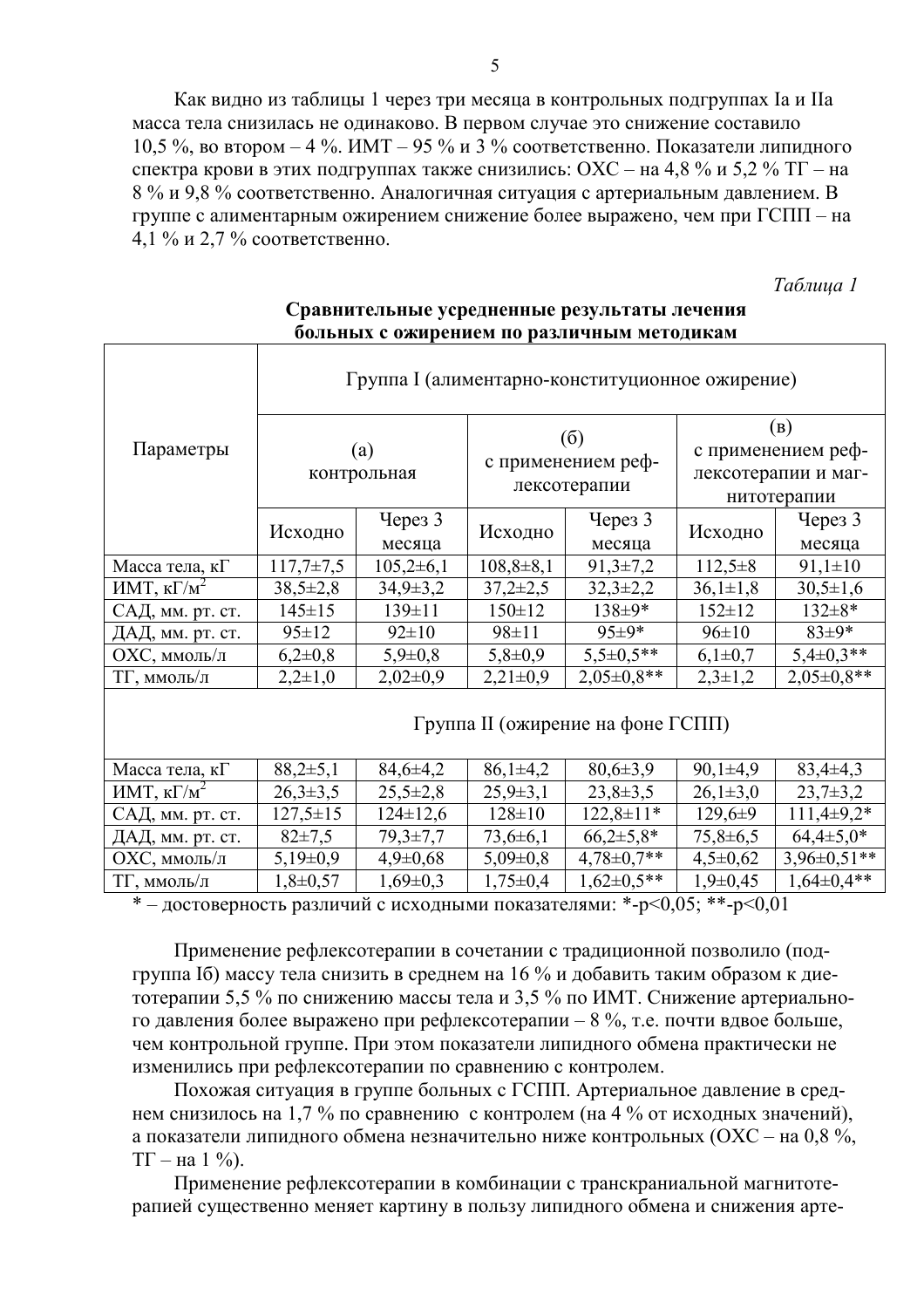Как видно из таблицы 1 через три месяца в контрольных подгруппах Ia и IIa масса тела снизилась не одинаково. В первом случае это снижение составило 10,5 %, во втором – 4 %. ИМТ – 95 % и 3 % соответственно. Показатели липидного спектра крови в этих подгруппах также снизились: ОХС – на 4,8 % и 5,2 % ТГ – на 8 % и 9,8 % соответственно. Аналогичная ситуация с артериальным давлением. В группе с алиментарным ожирением снижение более выражено, чем при ГСПП – на 4,1 % и 2,7 % соответственно.

*Таблица 1*

**Сравнительные усредненные результаты лечения больных с ожирением по различным методикам**

| Параметры | Группа I (алиментарно-конституционное ожирение) | | | | | |
|---|---|---|---|---|---|---|
| | (а) контрольная | | (б) с применением рефлексотерапии | | (в) с применением рефлексотерапии и магнитотерапии | |
| | Исходно | Через 3 месяца | Исходно | Через 3 месяца | Исходно | Через 3 месяца |
| Масса тела, кГ | 117,7±7,5 | 105,2±6,1 | 108,8±8,1 | 91,3±7,2 | 112,5±8 | 91,1±10 |
| ИМТ, кГ/м$^2$ | 38,5±2,8 | 34,9±3,2 | 37,2±2,5 | 32,3±2,2 | 36,1±1,8 | 30,5±1,6 |
| САД, мм. рт. ст. | 145±15 | 139±11 | 150±12 | 138±9* | 152±12 | 132±8* |
| ДАД, мм. рт. ст. | 95±12 | 92±10 | 98±11 | 95±9* | 96±10 | 83±9* |
| ОХС, ммоль/л | 6,2±0,8 | 5,9±0,8 | 5,8±0,9 | 5,5±0,5** | 6,1±0,7 | 5,4±0,3** |
| ТГ, ммоль/л | 2,2±1,0 | 2,02±0,9 | 2,21±0,9 | 2,05±0,8** | 2,3±1,2 | 2,05±0,8** |
| | Группа II (ожирение на фоне ГСПП) | | | | | |
| Масса тела, кГ | 88,2±5,1 | 84,6±4,2 | 86,1±4,2 | 80,6±3,9 | 90,1±4,9 | 83,4±4,3 |
| ИМТ, кГ/м$^2$ | 26,3±3,5 | 25,5±2,8 | 25,9±3,1 | 23,8±3,5 | 26,1±3,0 | 23,7±3,2 |
| САД, мм. рт. ст. | 127,5±15 | 124±12,6 | 128±10 | 122,8±11* | 129,6±9 | 111,4±9,2* |
| ДАД, мм. рт. ст. | 82±7,5 | 79,3±7,7 | 73,6±6,1 | 66,2±5,8* | 75,8±6,5 | 64,4±5,0* |
| ОХС, ммоль/л | 5,19±0,9 | 4,9±0,68 | 5,09±0,8 | 4,78±0,7** | 4,5±0,62 | 3,96±0,51** |
| ТГ, ммоль/л | 1,8±0,57 | 1,69±0,3 | 1,75±0,4 | 1,62±0,5** | 1,9±0,45 | 1,64±0,4** |

* – достоверность различий с исходными показателями: *-$p<0,05$; **-$p<0,01$

Применение рефлексотерапии в сочетании с традиционной позволило (подгруппа Iб) массу тела снизить в среднем на 16 % и добавить таким образом к диетотерапии 5,5 % по снижению массы тела и 3,5 % по ИМТ. Снижение артериального давления более выражено при рефлексотерапии – 8 %, т.е. почти вдвое больше, чем контрольной группе. При этом показатели липидного обмена практически не изменились при рефлексотерапии по сравнению с контролем.

Похожая ситуация в группе больных с ГСПП. Артериальное давление в среднем снизилось на 1,7 % по сравнению с контролем (на 4 % от исходных значений), а показатели липидного обмена незначительно ниже контрольных (ОХС – на 0,8 %, ТГ – на 1 %).

Применение рефлексотерапии в комбинации с транскраниальной магнитотерапией существенно меняет картину в пользу липидного обмена и снижения арте-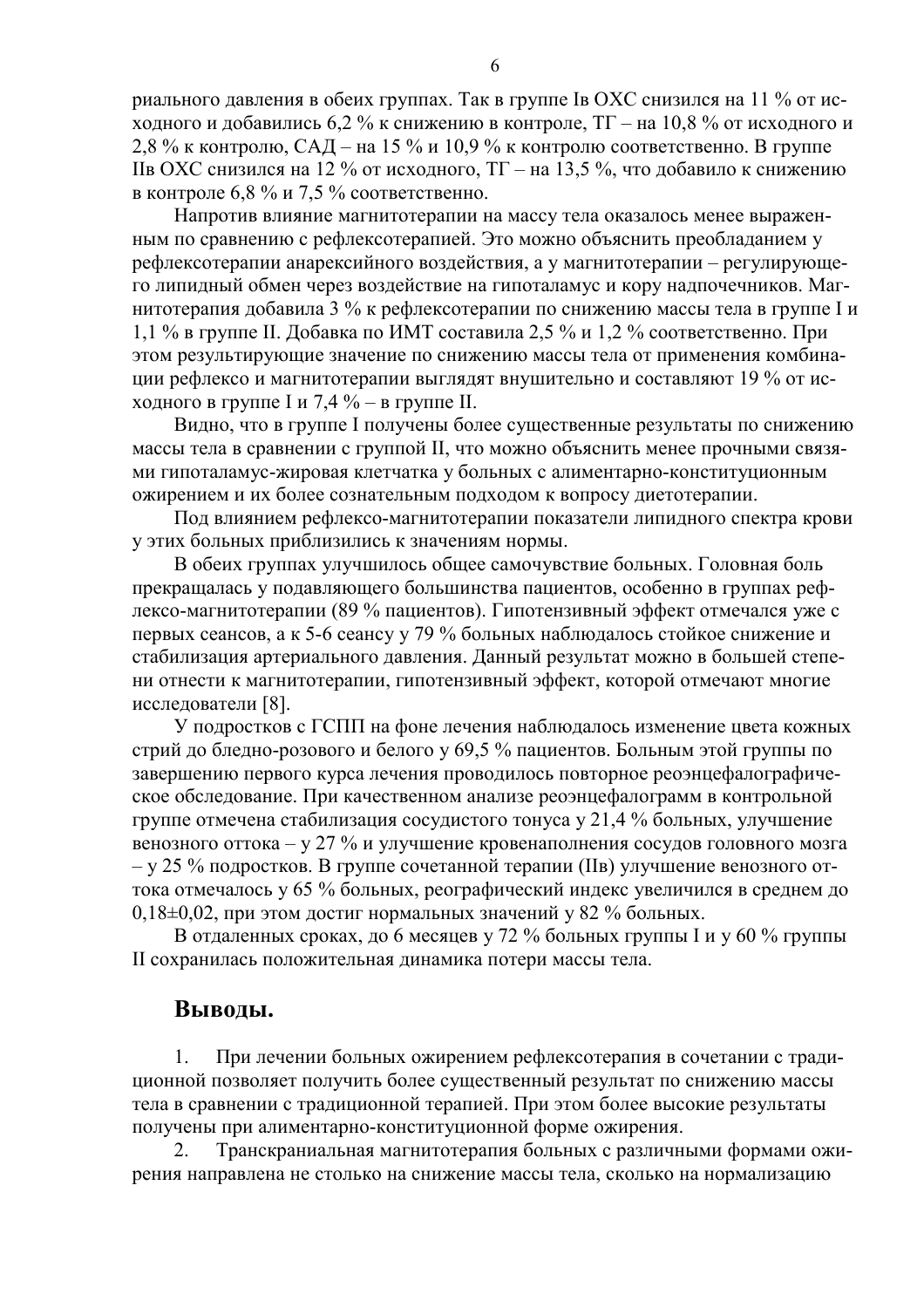риального давления в обеих группах. Так в группе Iв ОХС снизился на 11 % от исходного и добавились 6,2 % к снижению в контроле, ТГ – на 10,8 % от исходного и 2,8 % к контролю, САД – на 15 % и 10,9 % к контролю соответственно. В группе IIв ОХС снизился на 12 % от исходного, ТГ – на 13,5 %, что добавило к снижению в контроле 6,8 % и 7,5 % соответственно.

Напротив влияние магнитотерапии на массу тела оказалось менее выраженным по сравнению с рефлексотерапией. Это можно объяснить преобладанием у рефлексотерапии анарексийного воздействия, а у магнитотерапии – регулирующего липидный обмен через воздействие на гипоталамус и кору надпочечников. Магнитотерапия добавила 3 % к рефлексотерапии по снижению массы тела в группе I и 1,1 % в группе II. Добавка по ИМТ составила 2,5 % и 1,2 % соответственно. При этом результирующие значение по снижению массы тела от применения комбинации рефлексо и магнитотерапии выглядят внушительно и составляют 19 % от исходного в группе I и 7,4 % – в группе II.

Видно, что в группе I получены более существенные результаты по снижению массы тела в сравнении с группой II, что можно объяснить менее прочными связями гипоталамус-жировая клетчатка у больных с алиментарно-конституционным ожирением и их более сознательным подходом к вопросу диетотерапии.

Под влиянием рефлексо-магнитотерапии показатели липидного спектра крови у этих больных приблизились к значениям нормы.

В обеих группах улучшилось общее самочувствие больных. Головная боль прекращалась у подавляющего большинства пациентов, особенно в группах рефлексо-магнитотерапии (89 % пациентов). Гипотензивный эффект отмечался уже с первых сеансов, а к 5-6 сеансу у 79 % больных наблюдалось стойкое снижение и стабилизация артериального давления. Данный результат можно в большей степени отнести к магнитотерапии, гипотензивный эффект, которой отмечают многие исследователи [8].

У подростков с ГСПП на фоне лечения наблюдалось изменение цвета кожных стрий до бледно-розового и белого у 69,5 % пациентов. Больным этой группы по завершению первого курса лечения проводилось повторное реоэнцефалографическое обследование. При качественном анализе реоэнцефалограмм в контрольной группе отмечена стабилизация сосудистого тонуса у 21,4 % больных, улучшение венозного оттока – у 27 % и улучшение кровенаполнения сосудов головного мозга – у 25 % подростков. В группе сочетанной терапии (IIв) улучшение венозного оттока отмечалось у 65 % больных, реографический индекс увеличился в среднем до 0,18±0,02, при этом достиг нормальных значений у 82 % больных.

В отдаленных сроках, до 6 месяцев у 72 % больных группы I и у 60 % группы II сохранилась положительная динамика потери массы тела.

## Выводы.

1. При лечении больных ожирением рефлексотерапия в сочетании с традиционной позволяет получить более существенный результат по снижению массы тела в сравнении с традиционной терапией. При этом более высокие результаты получены при алиментарно-конституционной форме ожирения.
2. Транскраниальная магнитотерапия больных с различными формами ожирения направлена не столько на снижение массы тела, сколько на нормализацию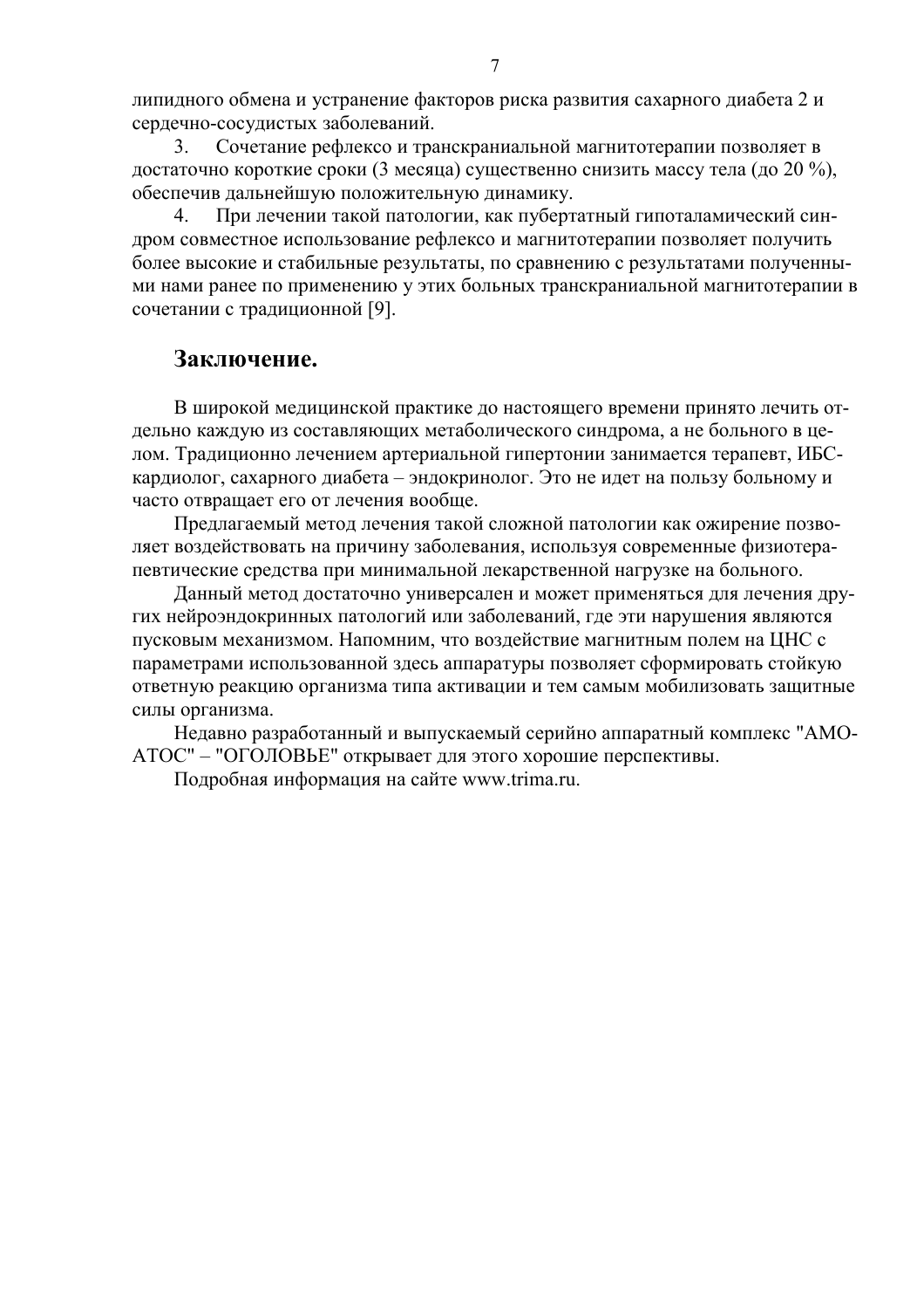липидного обмена и устранение факторов риска развития сахарного диабета 2 и сердечно-сосудистых заболеваний.

3. Сочетание рефлексо и транскраниальной магнитотерапии позволяет в достаточно короткие сроки (3 месяца) существенно снизить массу тела (до 20 %), обеспечив дальнейшую положительную динамику.

4. При лечении такой патологии, как пубертатный гипоталамический синдром совместное использование рефлексо и магнитотерапии позволяет получить более высокие и стабильные результаты, по сравнению с результатами полученными нами ранее по применению у этих больных транскраниальной магнитотерапии в сочетании с традиционной [9].

## Заключение.

В широкой медицинской практике до настоящего времени принято лечить отдельно каждую из составляющих метаболического синдрома, а не больного в целом. Традиционно лечением артериальной гипертонии занимается терапевт, ИБС-кардиолог, сахарного диабета – эндокринолог. Это не идет на пользу больному и часто отвращает его от лечения вообще.

Предлагаемый метод лечения такой сложной патологии как ожирение позволяет воздействовать на причину заболевания, используя современные физиотерапевтические средства при минимальной лекарственной нагрузке на больного.

Данный метод достаточно универсален и может применяться для лечения других нейроэндокринных патологий или заболеваний, где эти нарушения являются пусковым механизмом. Напомним, что воздействие магнитным полем на ЦНС с параметрами использованной здесь аппаратуры позволяет сформировать стойкую ответную реакцию организма типа активации и тем самым мобилизовать защитные силы организма.

Недавно разработанный и выпускаемый серийно аппаратный комплекс "АМО-АТОС" – "ОГОЛОВЬЕ" открывает для этого хорошие перспективы.

Подробная информация на сайте www.trima.ru.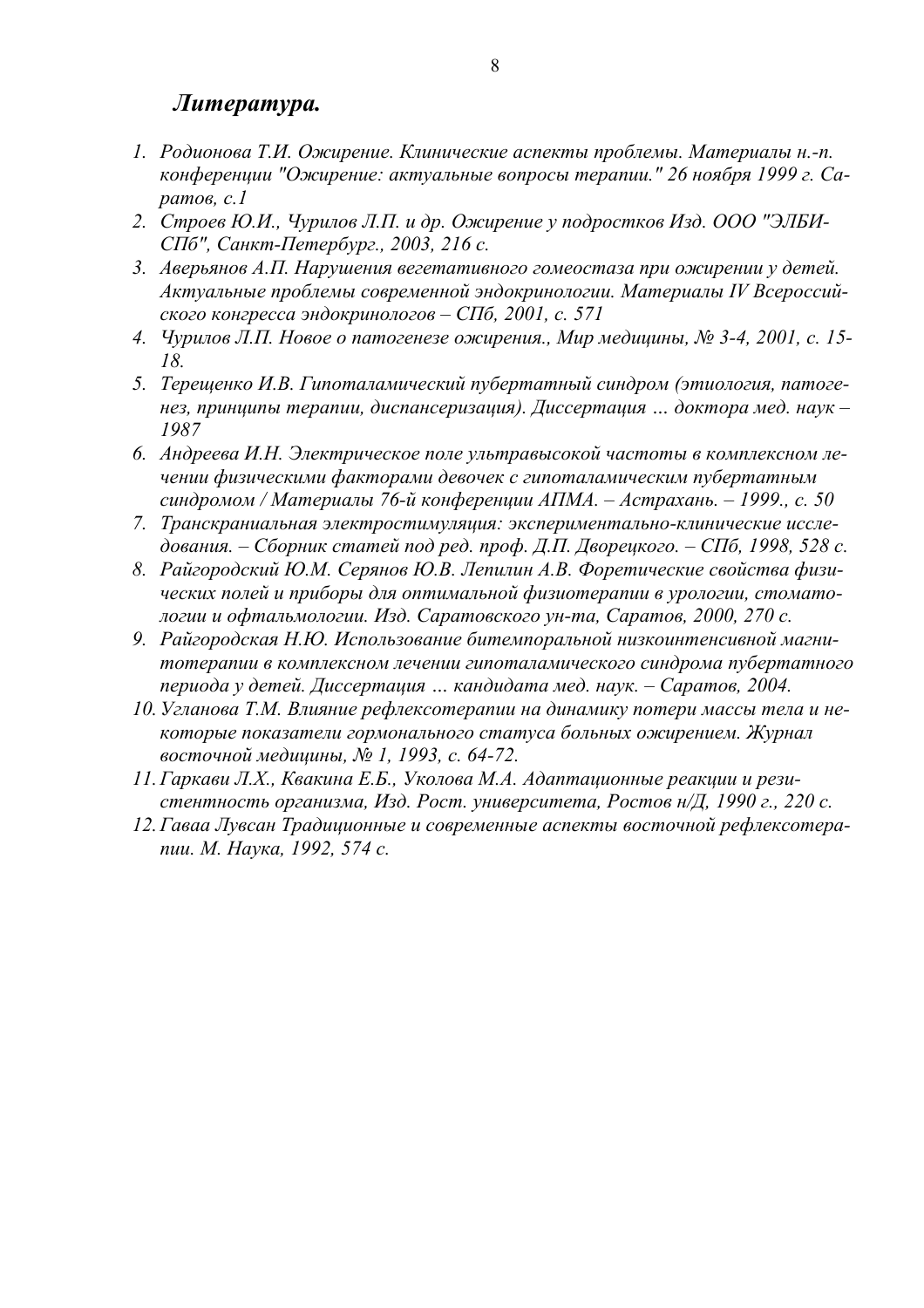## *Литература.*

1. *Родионова Т.И. Ожирение. Клинические аспекты проблемы. Материалы н.-п. конференции "Ожирение: актуальные вопросы терапии." 26 ноября 1999 г. Саратов, с.1*
2. *Строев Ю.И., Чурилов Л.П. и др. Ожирение у подростков Изд. ООО "ЭЛБИ-СПб", Санкт-Петербург., 2003, 216 с.*
3. *Аверьянов А.П. Нарушения вегетативного гомеостаза при ожирении у детей. Актуальные проблемы современной эндокринологии. Материалы IV Всероссийского конгресса эндокринологов – СПб, 2001, с. 571*
4. *Чурилов Л.П. Новое о патогенезе ожирения., Мир медицины, № 3-4, 2001, с. 15-18.*
5. *Терещенко И.В. Гипоталамический пубертатный синдром (этиология, патогенез, принципы терапии, диспансеризация). Диссертация … доктора мед. наук – 1987*
6. *Андреева И.Н. Электрическое поле ультравысокой частоты в комплексном лечении физическими факторами девочек с гипоталамическим пубертатным синдромом / Материалы 76-й конференции АПМА. – Астрахань. – 1999., с. 50*
7. *Транскраниальная электростимуляция: экспериментально-клинические исследования. – Сборник статей под ред. проф. Д.П. Дворецкого. – СПб, 1998, 528 с.*
8. *Райгородский Ю.М. Серянов Ю.В. Лепилин А.В. Форетические свойства физических полей и приборы для оптимальной физиотерапии в урологии, стоматологии и офтальмологии. Изд. Саратовского ун-та, Саратов, 2000, 270 с.*
9. *Райгородская Н.Ю. Использование битемпоральной низкоинтенсивной магнитотерапии в комплексном лечении гипоталамического синдрома пубертатного периода у детей. Диссертация … кандидата мед. наук. – Саратов, 2004.*
10. *Угланова Т.М. Влияние рефлексотерапии на динамику потери массы тела и некоторые показатели гормонального статуса больных ожирением. Журнал восточной медицины, № 1, 1993, с. 64-72.*
11. *Гаркави Л.Х., Квакина Е.Б., Уколова М.А. Адаптационные реакции и резистентность организма, Изд. Рост. университета, Ростов н/Д, 1990 г., 220 с.*
12. *Гаваа Лувсан Традиционные и современные аспекты восточной рефлексотерапии. М. Наука, 1992, 574 с.*